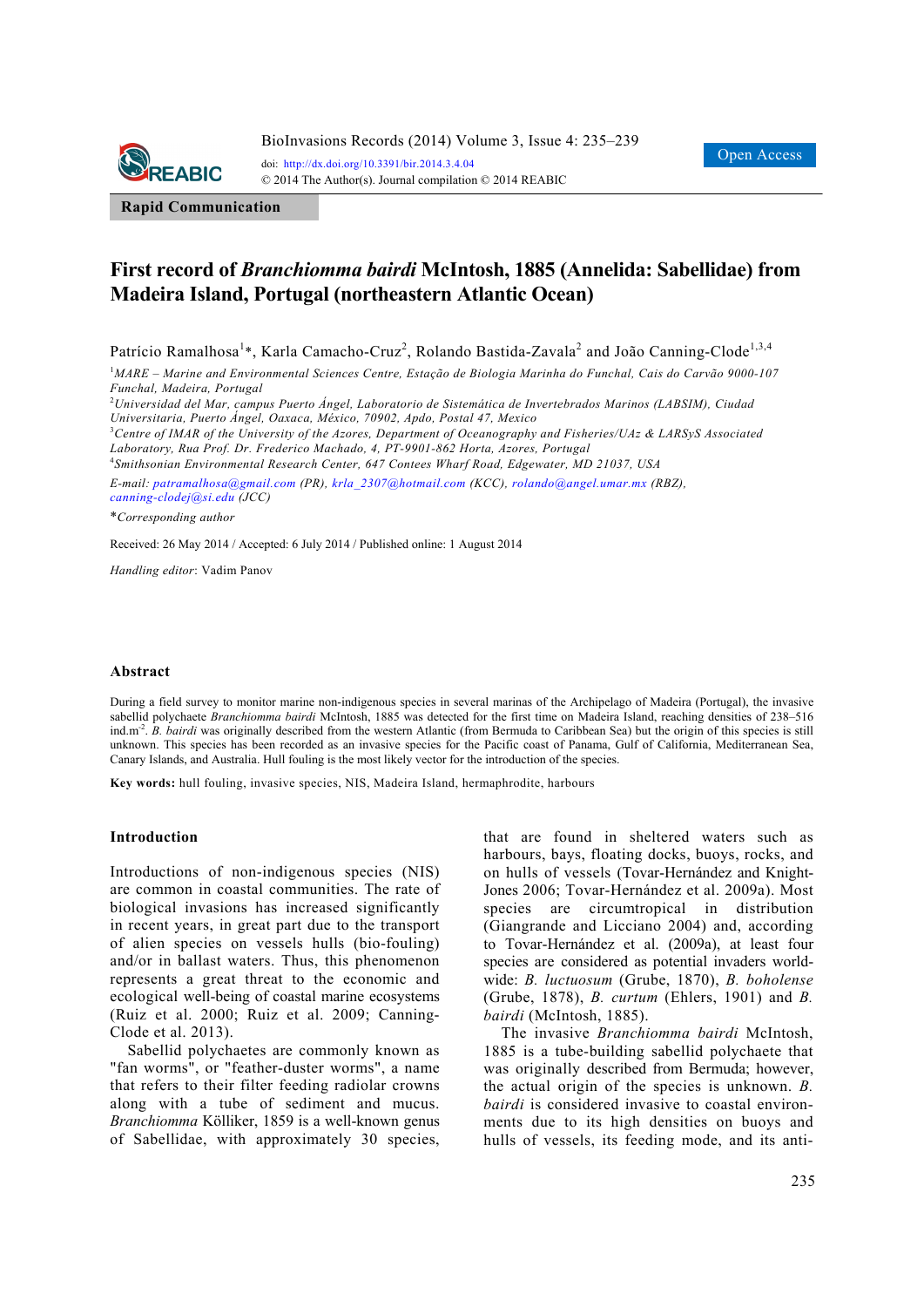Rapid Communication

# First record of *Branchiomma bairdi* McIntosh, 1885 (Annelida: Sabellidae) from Madeira Island, Portugal (northeastern Atlantic Ocean)

Patrício Ramalhosa[1]*, Karla Camacho-Cruz[2], Rolando Bastida-Zavala[2] and João Canning-Clode[1,3,4]

[1]*MARE – Marine and Environmental Sciences Centre, Estação de Biologia Marinha do Funchal, Cais do Carvão 9000-107 Funchal, Madeira, Portugal*

[2]*Universidad del Mar, campus Puerto Ángel, Laboratorio de Sistemática de Invertebrados Marinos (LABSIM), Ciudad Universitaria, Puerto Ángel, Oaxaca, México, 70902, Apdo, Postal 47, Mexico*

[3]*Centre of IMAR of the University of the Azores, Department of Oceanography and Fisheries/UAz & LARSyS Associated Laboratory, Rua Prof. Dr. Frederico Machado, 4, PT-9901-862 Horta, Azores, Portugal*

[4]*Smithsonian Environmental Research Center, 647 Contees Wharf Road, Edgewater, MD 21037, USA*

*E-mail: patramalhosa@gmail.com (PR), krla_2307@hotmail.com (KCC), rolando@angel.umar.mx (RBZ), canning-clodej@si.edu (JCC)*

*\*Corresponding author*

Received: 26 May 2014 / Accepted: 6 July 2014 / Published online: 1 August 2014

*Handling editor*: Vadim Panov

## Abstract

During a field survey to monitor marine non-indigenous species in several marinas of the Archipelago of Madeira (Portugal), the invasive sabellid polychaete *Branchiomma bairdi* McIntosh, 1885 was detected for the first time on Madeira Island, reaching densities of 238–516 ind.m$^{-2}$. *B. bairdi* was originally described from the western Atlantic (from Bermuda to Caribbean Sea) but the origin of this species is still unknown. This species has been recorded as an invasive species for the Pacific coast of Panama, Gulf of California, Mediterranean Sea, Canary Islands, and Australia. Hull fouling is the most likely vector for the introduction of the species.

**Key words:** hull fouling, invasive species, NIS, Madeira Island, hermaphrodite, harbours

## Introduction

Introductions of non-indigenous species (NIS) are common in coastal communities. The rate of biological invasions has increased significantly in recent years, in great part due to the transport of alien species on vessels hulls (bio-fouling) and/or in ballast waters. Thus, this phenomenon represents a great threat to the economic and ecological well-being of coastal marine ecosystems (Ruiz et al. 2000; Ruiz et al. 2009; Canning-Clode et al. 2013).

Sabellid polychaetes are commonly known as "fan worms", or "feather-duster worms", a name that refers to their filter feeding radiolar crowns along with a tube of sediment and mucus. *Branchiomma* Kölliker, 1859 is a well-known genus of Sabellidae, with approximately 30 species, that are found in sheltered waters such as harbours, bays, floating docks, buoys, rocks, and on hulls of vessels (Tovar-Hernández and Knight-Jones 2006; Tovar-Hernández et al. 2009a). Most species are circumtropical in distribution (Giangrande and Licciano 2004) and, according to Tovar-Hernández et al. (2009a), at least four species are considered as potential invaders worldwide: *B. luctuosum* (Grube, 1870), *B. boholense* (Grube, 1878), *B. curtum* (Ehlers, 1901) and *B. bairdi* (McIntosh, 1885).

The invasive *Branchiomma bairdi* McIntosh, 1885 is a tube-building sabellid polychaete that was originally described from Bermuda; however, the actual origin of the species is unknown. *B. bairdi* is considered invasive to coastal environments due to its high densities on buoys and hulls of vessels, its feeding mode, and its anti-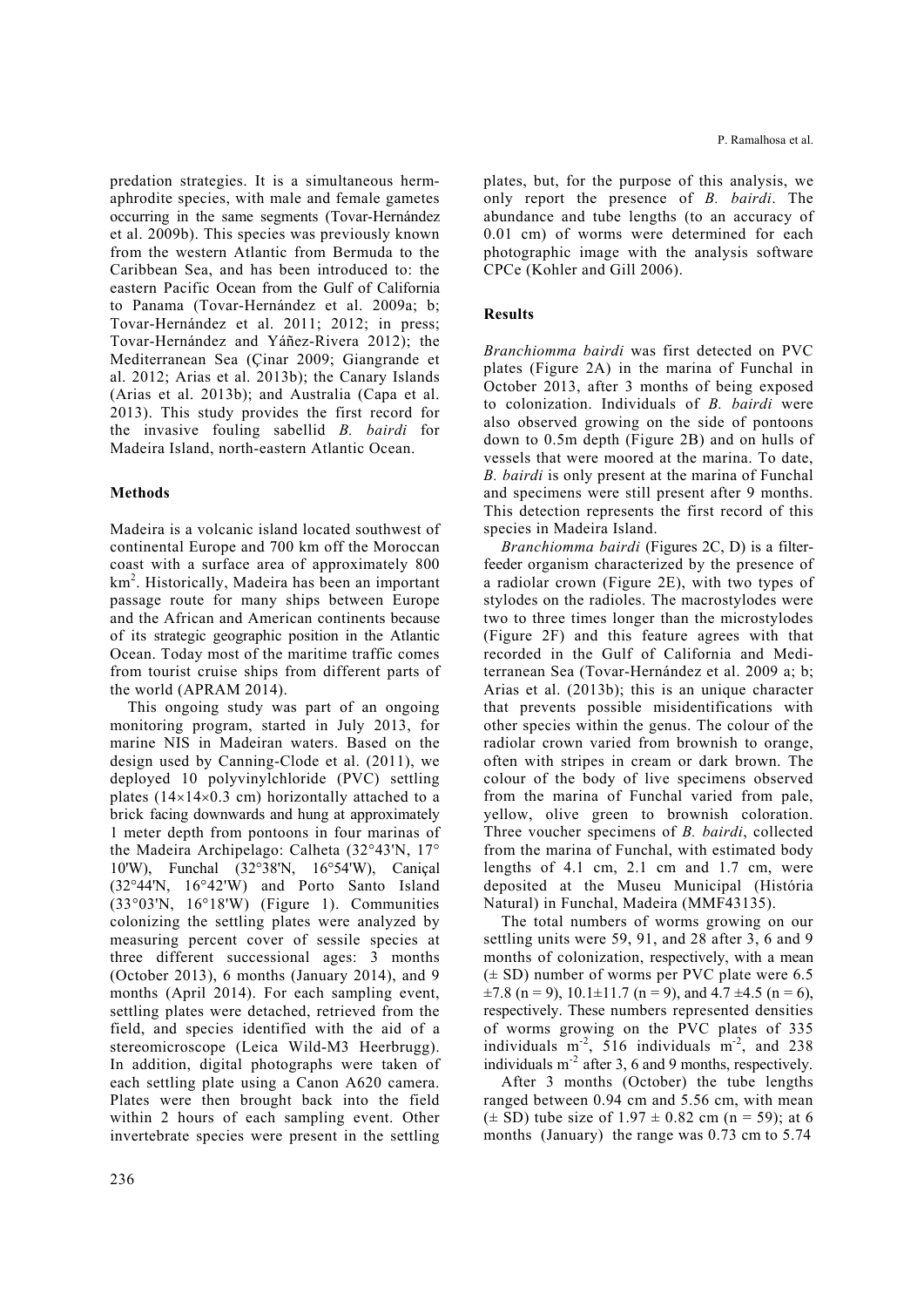predation strategies. It is a simultaneous hermaphrodite species, with male and female gametes occurring in the same segments (Tovar-Hernández et al. 2009b). This species was previously known from the western Atlantic from Bermuda to the Caribbean Sea, and has been introduced to: the eastern Pacific Ocean from the Gulf of California to Panama (Tovar-Hernández et al. 2009a; b; Tovar-Hernández et al. 2011; 2012; in press; Tovar-Hernández and Yáñez-Rivera 2012); the Mediterranean Sea (Çinar 2009; Giangrande et al. 2012; Arias et al. 2013b); the Canary Islands (Arias et al. 2013b); and Australia (Capa et al. 2013). This study provides the first record for the invasive fouling sabellid *B. bairdi* for Madeira Island, north-eastern Atlantic Ocean.

## Methods

Madeira is a volcanic island located southwest of continental Europe and 700 km off the Moroccan coast with a surface area of approximately 800 km$^2$. Historically, Madeira has been an important passage route for many ships between Europe and the African and American continents because of its strategic geographic position in the Atlantic Ocean. Today most of the maritime traffic comes from tourist cruise ships from different parts of the world (APRAM 2014).

This ongoing study was part of an ongoing monitoring program, started in July 2013, for marine NIS in Madeiran waters. Based on the design used by Canning-Clode et al. (2011), we deployed 10 polyvinylchloride (PVC) settling plates (14×14×0.3 cm) horizontally attached to a brick facing downwards and hung at approximately 1 meter depth from pontoons in four marinas of the Madeira Archipelago: Calheta (32°43'N, 17°10'W), Funchal (32°38'N, 16°54'W), Caniçal (32°44'N, 16°42'W) and Porto Santo Island (33°03'N, 16°18'W) (Figure 1). Communities colonizing the settling plates were analyzed by measuring percent cover of sessile species at three different successional ages: 3 months (October 2013), 6 months (January 2014), and 9 months (April 2014). For each sampling event, settling plates were detached, retrieved from the field, and species identified with the aid of a stereomicroscope (Leica Wild-M3 Heerbrugg). In addition, digital photographs were taken of each settling plate using a Canon A620 camera. Plates were then brought back into the field within 2 hours of each sampling event. Other invertebrate species were present in the settling plates, but, for the purpose of this analysis, we only report the presence of *B. bairdi*. The abundance and tube lengths (to an accuracy of 0.01 cm) of worms were determined for each photographic image with the analysis software CPCe (Kohler and Gill 2006).

## Results

*Branchiomma bairdi* was first detected on PVC plates (Figure 2A) in the marina of Funchal in October 2013, after 3 months of being exposed to colonization. Individuals of *B. bairdi* were also observed growing on the side of pontoons down to 0.5m depth (Figure 2B) and on hulls of vessels that were moored at the marina. To date, *B. bairdi* is only present at the marina of Funchal and specimens were still present after 9 months. This detection represents the first record of this species in Madeira Island.

*Branchiomma bairdi* (Figures 2C, D) is a filter-feeder organism characterized by the presence of a radiolar crown (Figure 2E), with two types of stylodes on the radioles. The macrostylodes were two to three times longer than the microstylodes (Figure 2F) and this feature agrees with that recorded in the Gulf of California and Mediterranean Sea (Tovar-Hernández et al. 2009 a; b; Arias et al. (2013b); this is an unique character that prevents possible misidentifications with other species within the genus. The colour of the radiolar crown varied from brownish to orange, often with stripes in cream or dark brown. The colour of the body of live specimens observed from the marina of Funchal varied from pale, yellow, olive green to brownish coloration. Three voucher specimens of *B. bairdi*, collected from the marina of Funchal, with estimated body lengths of 4.1 cm, 2.1 cm and 1.7 cm, were deposited at the Museu Municipal (História Natural) in Funchal, Madeira (MMF43135).

The total numbers of worms growing on our settling units were 59, 91, and 28 after 3, 6 and 9 months of colonization, respectively, with a mean (± SD) number of worms per PVC plate were 6.5 ±7.8 (n = 9), 10.1±11.7 (n = 9), and 4.7 ±4.5 (n = 6), respectively. These numbers represented densities of worms growing on the PVC plates of 335 individuals m$^{-2}$, 516 individuals m$^{-2}$, and 238 individuals m$^{-2}$ after 3, 6 and 9 months, respectively.

After 3 months (October) the tube lengths ranged between 0.94 cm and 5.56 cm, with mean (± SD) tube size of 1.97 ± 0.82 cm (n = 59); at 6 months (January) the range was 0.73 cm to 5.74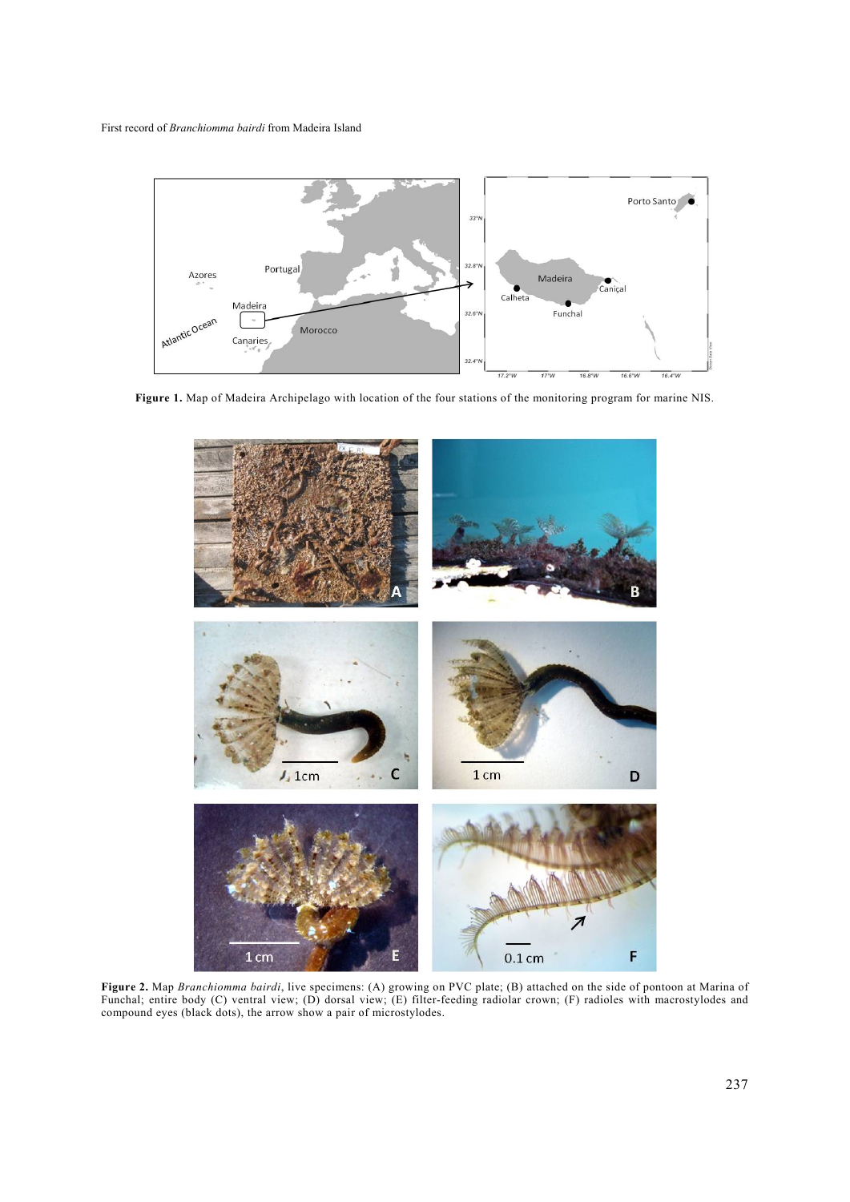**Figure 1.** Map of Madeira Archipelago with location of the four stations of the monitoring program for marine NIS.

**Figure 2.** Map *Branchiomma bairdi*, live specimens: (A) growing on PVC plate; (B) attached on the side of pontoon at Marina of Funchal; entire body (C) ventral view; (D) dorsal view; (E) filter-feeding radiolar crown; (F) radioles with macrostylodes and compound eyes (black dots), the arrow show a pair of microstylodes.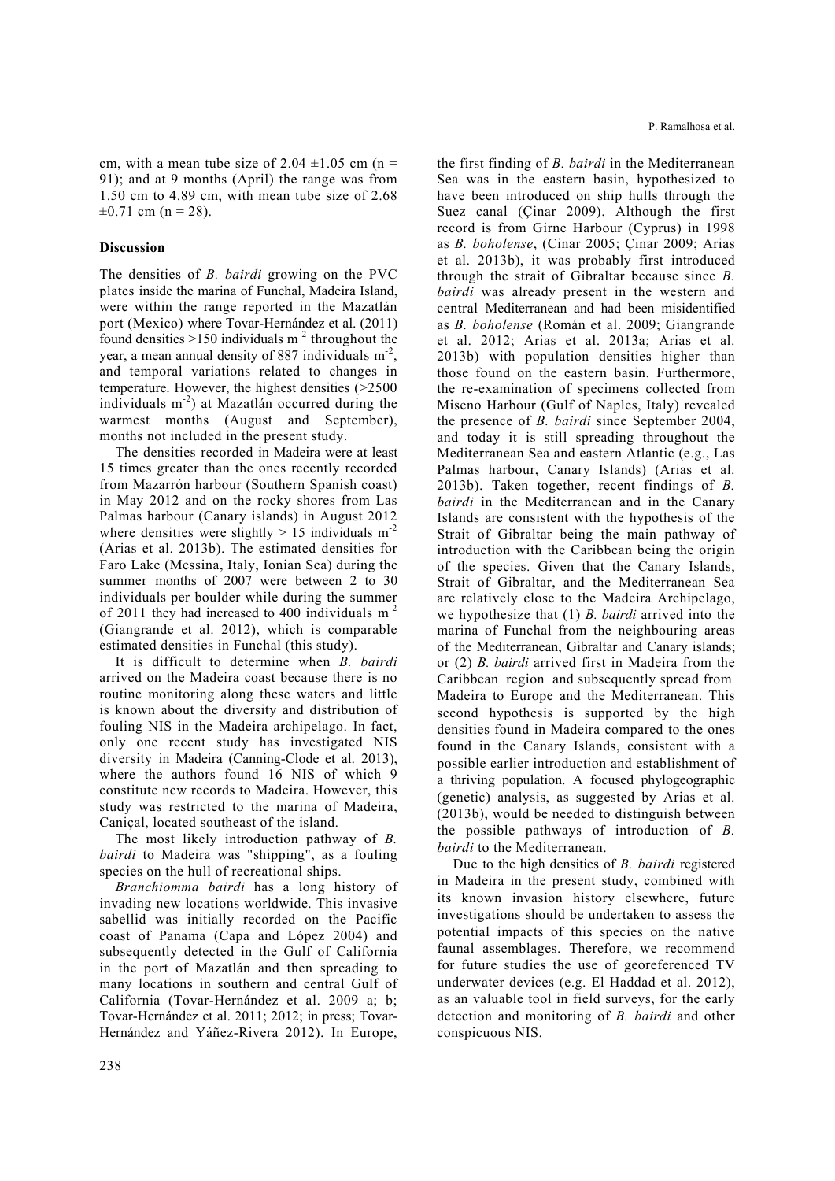cm, with a mean tube size of 2.04 ±1.05 cm (n = 91); and at 9 months (April) the range was from 1.50 cm to 4.89 cm, with mean tube size of 2.68 ±0.71 cm (n = 28).

## Discussion

The densities of *B. bairdi* growing on the PVC plates inside the marina of Funchal, Madeira Island, were within the range reported in the Mazatlán port (Mexico) where Tovar-Hernández et al. (2011) found densities >150 individuals $m^{-2}$ throughout the year, a mean annual density of 887 individuals $m^{-2}$, and temporal variations related to changes in temperature. However, the highest densities (>2500 individuals $m^{-2}$) at Mazatlán occurred during the warmest months (August and September), months not included in the present study.

The densities recorded in Madeira were at least 15 times greater than the ones recently recorded from Mazarrón harbour (Southern Spanish coast) in May 2012 and on the rocky shores from Las Palmas harbour (Canary islands) in August 2012 where densities were slightly > 15 individuals $m^{-2}$ (Arias et al. 2013b). The estimated densities for Faro Lake (Messina, Italy, Ionian Sea) during the summer months of 2007 were between 2 to 30 individuals per boulder while during the summer of 2011 they had increased to 400 individuals $m^{-2}$ (Giangrande et al. 2012), which is comparable estimated densities in Funchal (this study).

It is difficult to determine when *B. bairdi* arrived on the Madeira coast because there is no routine monitoring along these waters and little is known about the diversity and distribution of fouling NIS in the Madeira archipelago. In fact, only one recent study has investigated NIS diversity in Madeira (Canning-Clode et al. 2013), where the authors found 16 NIS of which 9 constitute new records to Madeira. However, this study was restricted to the marina of Madeira, Caniçal, located southeast of the island.

The most likely introduction pathway of *B. bairdi* to Madeira was "shipping", as a fouling species on the hull of recreational ships.

*Branchiomma bairdi* has a long history of invading new locations worldwide. This invasive sabellid was initially recorded on the Pacific coast of Panama (Capa and López 2004) and subsequently detected in the Gulf of California in the port of Mazatlán and then spreading to many locations in southern and central Gulf of California (Tovar-Hernández et al. 2009 a; b; Tovar-Hernández et al. 2011; 2012; in press; Tovar-Hernández and Yáñez-Rivera 2012). In Europe, the first finding of *B. bairdi* in the Mediterranean Sea was in the eastern basin, hypothesized to have been introduced on ship hulls through the Suez canal (Çinar 2009). Although the first record is from Girne Harbour (Cyprus) in 1998 as *B. boholense*, (Cinar 2005; Çinar 2009; Arias et al. 2013b), it was probably first introduced through the strait of Gibraltar because since *B. bairdi* was already present in the western and central Mediterranean and had been misidentified as *B. boholense* (Román et al. 2009; Giangrande et al. 2012; Arias et al. 2013a; Arias et al. 2013b) with population densities higher than those found on the eastern basin. Furthermore, the re-examination of specimens collected from Miseno Harbour (Gulf of Naples, Italy) revealed the presence of *B. bairdi* since September 2004, and today it is still spreading throughout the Mediterranean Sea and eastern Atlantic (e.g., Las Palmas harbour, Canary Islands) (Arias et al. 2013b). Taken together, recent findings of *B. bairdi* in the Mediterranean and in the Canary Islands are consistent with the hypothesis of the Strait of Gibraltar being the main pathway of introduction with the Caribbean being the origin of the species. Given that the Canary Islands, Strait of Gibraltar, and the Mediterranean Sea are relatively close to the Madeira Archipelago, we hypothesize that (1) *B. bairdi* arrived into the marina of Funchal from the neighbouring areas of the Mediterranean, Gibraltar and Canary islands; or (2) *B. bairdi* arrived first in Madeira from the Caribbean region and subsequently spread from Madeira to Europe and the Mediterranean. This second hypothesis is supported by the high densities found in Madeira compared to the ones found in the Canary Islands, consistent with a possible earlier introduction and establishment of a thriving population. A focused phylogeographic (genetic) analysis, as suggested by Arias et al. (2013b), would be needed to distinguish between the possible pathways of introduction of *B. bairdi* to the Mediterranean.

Due to the high densities of *B. bairdi* registered in Madeira in the present study, combined with its known invasion history elsewhere, future investigations should be undertaken to assess the potential impacts of this species on the native faunal assemblages. Therefore, we recommend for future studies the use of georeferenced TV underwater devices (e.g. El Haddad et al. 2012), as an valuable tool in field surveys, for the early detection and monitoring of *B. bairdi* and other conspicuous NIS.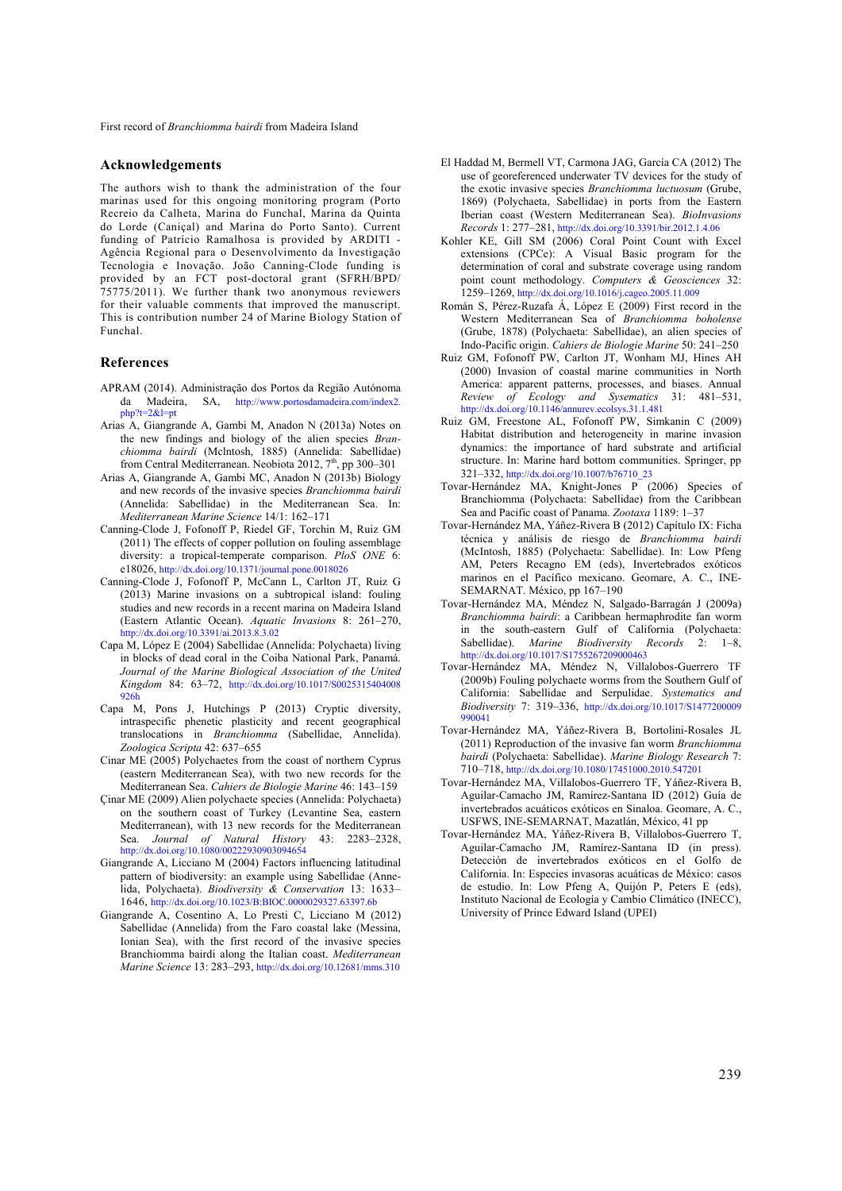## Acknowledgements

The authors wish to thank the administration of the four marinas used for this ongoing monitoring program (Porto Recreio da Calheta, Marina do Funchal, Marina da Quinta do Lorde (Caniçal) and Marina do Porto Santo). Current funding of Patrício Ramalhosa is provided by ARDITI - Agência Regional para o Desenvolvimento da Investigação Tecnologia e Inovação. João Canning-Clode funding is provided by an FCT post-doctoral grant (SFRH/BPD/75775/2011). We further thank two anonymous reviewers for their valuable comments that improved the manuscript. This is contribution number 24 of Marine Biology Station of Funchal.

## References

APRAM (2014). Administração dos Portos da Região Autónoma da Madeira, SA, http://www.portosdamadeira.com/index2.php?t=2&l=pt

Arias A, Giangrande A, Gambi M, Anadon N (2013a) Notes on the new findings and biology of the alien species *Branchiomma bairdi* (Mclntosh, 1885) (Annelida: Sabellidae) from Central Mediterranean. Neobiota 2012, 7th, pp 300–301

Arias A, Giangrande A, Gambi MC, Anadon N (2013b) Biology and new records of the invasive species *Branchiomma bairdi* (Annelida: Sabellidae) in the Mediterranean Sea. In: *Mediterranean Marine Science* 14/1: 162–171

Canning-Clode J, Fofonoff P, Riedel GF, Torchin M, Ruiz GM (2011) The effects of copper pollution on fouling assemblage diversity: a tropical-temperate comparison. *PloS ONE* 6: e18026, http://dx.doi.org/10.1371/journal.pone.0018026

Canning-Clode J, Fofonoff P, McCann L, Carlton JT, Ruiz G (2013) Marine invasions on a subtropical island: fouling studies and new records in a recent marina on Madeira Island (Eastern Atlantic Ocean). *Aquatic Invasions* 8: 261–270, http://dx.doi.org/10.3391/ai.2013.8.3.02

Capa M, López E (2004) Sabellidae (Annelida: Polychaeta) living in blocks of dead coral in the Coiba National Park, Panamá. *Journal of the Marine Biological Association of the United Kingdom* 84: 63–72, http://dx.doi.org/10.1017/S0025315404008926h

Capa M, Pons J, Hutchings P (2013) Cryptic diversity, intraspecific phenetic plasticity and recent geographical translocations in *Branchiomma* (Sabellidae, Annelida). *Zoologica Scripta* 42: 637–655

Cinar ME (2005) Polychaetes from the coast of northern Cyprus (eastern Mediterranean Sea), with two new records for the Mediterranean Sea. *Cahiers de Biologie Marine* 46: 143–159

Çinar ME (2009) Alien polychaete species (Annelida: Polychaeta) on the southern coast of Turkey (Levantine Sea, eastern Mediterranean), with 13 new records for the Mediterranean Sea. *Journal of Natural History* 43: 2283–2328, http://dx.doi.org/10.1080/00222930903094654

Giangrande A, Licciano M (2004) Factors influencing latitudinal pattern of biodiversity: an example using Sabellidae (Annelida, Polychaeta). *Biodiversity & Conservation* 13: 1633–1646, http://dx.doi.org/10.1023/B:BIOC.0000029327.63397.6b

Giangrande A, Cosentino A, Lo Presti C, Licciano M (2012) Sabellidae (Annelida) from the Faro coastal lake (Messina, Ionian Sea), with the first record of the invasive species Branchiomma bairdi along the Italian coast. *Mediterranean Marine Science* 13: 283–293, http://dx.doi.org/10.12681/mms.310

El Haddad M, Bermell VT, Carmona JAG, García CA (2012) The use of georeferenced underwater TV devices for the study of the exotic invasive species *Branchiomma luctuosum* (Grube, 1869) (Polychaeta, Sabellidae) in ports from the Eastern Iberian coast (Western Mediterranean Sea). *BioInvasions Records* 1: 277–281, http://dx.doi.org/10.3391/bir.2012.1.4.06

Kohler KE, Gill SM (2006) Coral Point Count with Excel extensions (CPCe): A Visual Basic program for the determination of coral and substrate coverage using random point count methodology. *Computers & Geosciences* 32: 1259–1269, http://dx.doi.org/10.1016/j.cageo.2005.11.009

Román S, Pérez-Ruzafa Á, López E (2009) First record in the Western Mediterranean Sea of *Branchiomma boholense* (Grube, 1878) (Polychaeta: Sabellidae), an alien species of Indo-Pacific origin. *Cahiers de Biologie Marine* 50: 241–250

Ruiz GM, Fofonoff PW, Carlton JT, Wonham MJ, Hines AH (2000) Invasion of coastal marine communities in North America: apparent patterns, processes, and biases. Annual *Review of Ecology and Sysematics* 31: 481–531, http://dx.doi.org/10.1146/annurev.ecolsys.31.1.481

Ruiz GM, Freestone AL, Fofonoff PW, Simkanin C (2009) Habitat distribution and heterogeneity in marine invasion dynamics: the importance of hard substrate and artificial structure. In: Marine hard bottom communities. Springer, pp 321–332, http://dx.doi.org/10.1007/b76710_23

Tovar-Hernández MA, Knight-Jones P (2006) Species of Branchiomma (Polychaeta: Sabellidae) from the Caribbean Sea and Pacific coast of Panama. *Zootaxa* 1189: 1–37

Tovar-Hernández MA, Yáñez-Rivera B (2012) Capítulo IX: Ficha técnica y análisis de riesgo de *Branchiomma bairdi* (McIntosh, 1885) (Polychaeta: Sabellidae). In: Low Pfeng AM, Peters Recagno EM (eds), Invertebrados exóticos marinos en el Pacífico mexicano. Geomare, A. C., INE-SEMARNAT. México, pp 167–190

Tovar-Hernández MA, Méndez N, Salgado-Barragán J (2009a) *Branchiomma bairdi*: a Caribbean hermaphrodite fan worm in the south-eastern Gulf of California (Polychaeta: Sabellidae). *Marine Biodiversity Records* 2: 1–8, http://dx.doi.org/10.1017/S1755267209000463

Tovar-Hernández MA, Méndez N, Villalobos-Guerrero TF (2009b) Fouling polychaete worms from the Southern Gulf of California: Sabellidae and Serpulidae. *Systematics and Biodiversity* 7: 319–336, http://dx.doi.org/10.1017/S1477200009990041

Tovar-Hernández MA, Yáñez-Rivera B, Bortolini-Rosales JL (2011) Reproduction of the invasive fan worm *Branchiomma bairdi* (Polychaeta: Sabellidae). *Marine Biology Research* 7: 710–718, http://dx.doi.org/10.1080/17451000.2010.547201

Tovar-Hernández MA, Villalobos-Guerrero TF, Yáñez-Rivera B, Aguilar-Camacho JM, Ramírez-Santana ID (2012) Guía de invertebrados acuáticos exóticos en Sinaloa. Geomare, A. C., USFWS, INE-SEMARNAT, Mazatlán, México, 41 pp

Tovar-Hernández MA, Yáñez-Rivera B, Villalobos-Guerrero T, Aguilar-Camacho JM, Ramírez-Santana ID (in press). Detección de invertebrados exóticos en el Golfo de California. In: Especies invasoras acuáticas de México: casos de estudio. In: Low Pfeng A, Quijón P, Peters E (eds), Instituto Nacional de Ecología y Cambio Climático (INECC), University of Prince Edward Island (UPEI)